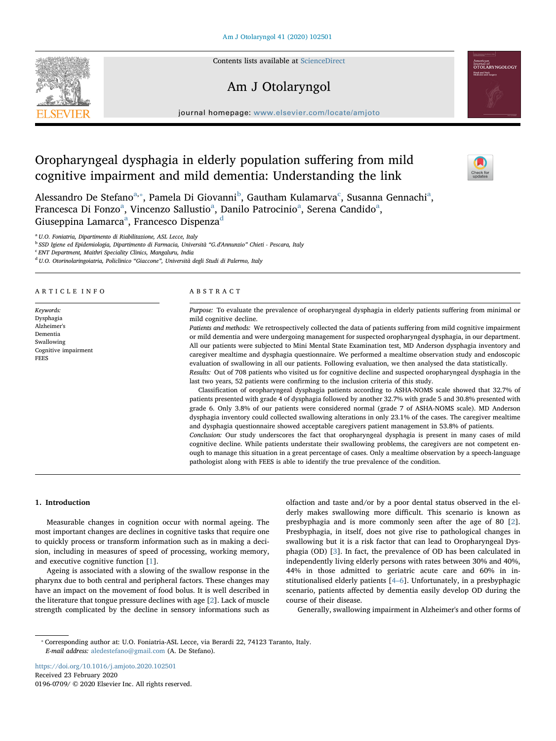# Oropharyngeal dysphagia in elderly population suffering from mild cognitive impairment and mild dementia: Understanding the link

Alessandro De Stefano[a,*], Pamela Di Giovanni[b], Gautham Kulamarva[c], Susanna Gennachi[a], Francesca Di Fonzo[a], Vincenzo Sallustio[a], Danilo Patrocinio[a], Serena Candido[a], Giuseppina Lamarca[a], Francesco Dispenza[d]

[a] U.O. Foniatria, Dipartimento di Riabilitazione, ASL Lecce, Italy
[b] SSD Igiene ed Epidemiologia, Dipartimento di Farmacia, Università "G.d'Annunzio" Chieti - Pescara, Italy
[c] ENT Department, Maithri Speciality Clinics, Mangaluru, India
[d] U.O. Otorinolaringoiatria, Policlinico "Giaccone", Università degli Studi di Palermo, Italy

## ARTICLE INFO

*Keywords:*
Dysphagia
Alzheimer's
Dementia
Swallowing
Cognitive impairment
FEES

## ABSTRACT

*Purpose:* To evaluate the prevalence of oropharyngeal dysphagia in elderly patients suffering from minimal or mild cognitive decline.

*Patients and methods:* We retrospectively collected the data of patients suffering from mild cognitive impairment or mild dementia and were undergoing management for suspected oropharyngeal dysphagia, in our department. All our patients were subjected to Mini Mental State Examination test, MD Anderson dysphagia inventory and caregiver mealtime and dysphagia questionnaire. We performed a mealtime observation study and endoscopic evaluation of swallowing in all our patients. Following evaluation, we then analysed the data statistically.

*Results:* Out of 708 patients who visited us for cognitive decline and suspected oropharyngeal dysphagia in the last two years, 52 patients were confirming to the inclusion criteria of this study.

Classification of oropharyngeal dysphagia patients according to ASHA-NOMS scale showed that 32.7% of patients presented with grade 4 of dysphagia followed by another 32.7% with grade 5 and 30.8% presented with grade 6. Only 3.8% of our patients were considered normal (grade 7 of ASHA-NOMS scale). MD Anderson dysphagia inventory could collected swallowing alterations in only 23.1% of the cases. The caregiver mealtime and dysphagia questionnaire showed acceptable caregivers patient management in 53.8% of patients.

*Conclusion:* Our study underscores the fact that oropharyngeal dysphagia is present in many cases of mild cognitive decline. While patients understate their swallowing problems, the caregivers are not competent enough to manage this situation in a great percentage of cases. Only a mealtime observation by a speech-language pathologist along with FEES is able to identify the true prevalence of the condition.

## 1. Introduction

Measurable changes in cognition occur with normal ageing. The most important changes are declines in cognitive tasks that require one to quickly process or transform information such as in making a decision, including in measures of speed of processing, working memory, and executive cognitive function [1].

Ageing is associated with a slowing of the swallow response in the pharynx due to both central and peripheral factors. These changes may have an impact on the movement of food bolus. It is well described in the literature that tongue pressure declines with age [2]. Lack of muscle strength complicated by the decline in sensory informations such as olfaction and taste and/or by a poor dental status observed in the elderly makes swallowing more difficult. This scenario is known as presbyphagia and is more commonly seen after the age of 80 [2]. Presbyphagia, in itself, does not give rise to pathological changes in swallowing but it is a risk factor that can lead to Oropharyngeal Dysphagia (OD) [3]. In fact, the prevalence of OD has been calculated in independently living elderly persons with rates between 30% and 40%, 44% in those admitted to geriatric acute care and 60% in institutionalised elderly patients [4–6]. Unfortunately, in a presbyphagic scenario, patients affected by dementia easily develop OD during the course of their disease.

Generally, swallowing impairment in Alzheimer's and other forms of

---

* Corresponding author at: U.O. Foniatria-ASL Lecce, via Berardi 22, 74123 Taranto, Italy.
*E-mail address:* aledestefano@gmail.com (A. De Stefano).

https://doi.org/10.1016/j.amjoto.2020.102501
Received 23 February 2020
0196-0709/ © 2020 Elsevier Inc. All rights reserved.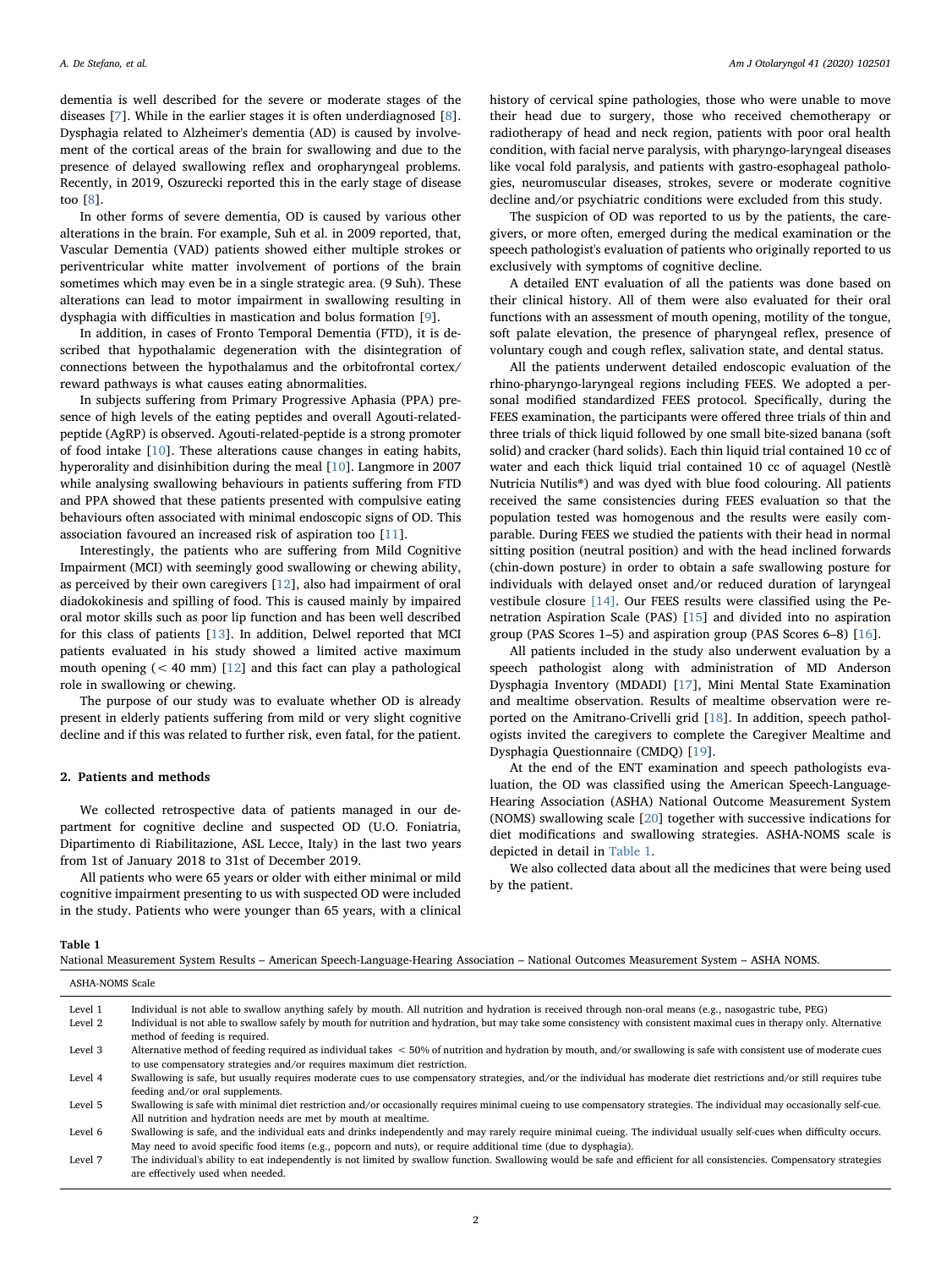dementia is well described for the severe or moderate stages of the diseases [7]. While in the earlier stages it is often underdiagnosed [8]. Dysphagia related to Alzheimer's dementia (AD) is caused by involvement of the cortical areas of the brain for swallowing and due to the presence of delayed swallowing reflex and oropharyngeal problems. Recently, in 2019, Oszurecki reported this in the early stage of disease too [8].

In other forms of severe dementia, OD is caused by various other alterations in the brain. For example, Suh et al. in 2009 reported, that, Vascular Dementia (VAD) patients showed either multiple strokes or periventricular white matter involvement of portions of the brain sometimes which may even be in a single strategic area. (9 Suh). These alterations can lead to motor impairment in swallowing resulting in dysphagia with difficulties in mastication and bolus formation [9].

In addition, in cases of Fronto Temporal Dementia (FTD), it is described that hypothalamic degeneration with the disintegration of connections between the hypothalamus and the orbitofrontal cortex/ reward pathways is what causes eating abnormalities.

In subjects suffering from Primary Progressive Aphasia (PPA) presence of high levels of the eating peptides and overall Agouti-related-peptide (AgRP) is observed. Agouti-related-peptide is a strong promoter of food intake [10]. These alterations cause changes in eating habits, hyperorality and disinhibition during the meal [10]. Langmore in 2007 while analysing swallowing behaviours in patients suffering from FTD and PPA showed that these patients presented with compulsive eating behaviours often associated with minimal endoscopic signs of OD. This association favoured an increased risk of aspiration too [11].

Interestingly, the patients who are suffering from Mild Cognitive Impairment (MCI) with seemingly good swallowing or chewing ability, as perceived by their own caregivers [12], also had impairment of oral diadokokinesis and spilling of food. This is caused mainly by impaired oral motor skills such as poor lip function and has been well described for this class of patients [13]. In addition, Delwel reported that MCI patients evaluated in his study showed a limited active maximum mouth opening (< 40 mm) [12] and this fact can play a pathological role in swallowing or chewing.

The purpose of our study was to evaluate whether OD is already present in elderly patients suffering from mild or very slight cognitive decline and if this was related to further risk, even fatal, for the patient.

## 2. Patients and methods

We collected retrospective data of patients managed in our department for cognitive decline and suspected OD (U.O. Foniatria, Dipartimento di Riabilitazione, ASL Lecce, Italy) in the last two years from 1st of January 2018 to 31st of December 2019.

All patients who were 65 years or older with either minimal or mild cognitive impairment presenting to us with suspected OD were included in the study. Patients who were younger than 65 years, with a clinical history of cervical spine pathologies, those who were unable to move their head due to surgery, those who received chemotherapy or radiotherapy of head and neck region, patients with poor oral health condition, with facial nerve paralysis, with pharyngo-laryngeal diseases like vocal fold paralysis, and patients with gastro-esophageal pathologies, neuromuscular diseases, strokes, severe or moderate cognitive decline and/or psychiatric conditions were excluded from this study.

The suspicion of OD was reported to us by the patients, the caregivers, or more often, emerged during the medical examination or the speech pathologist's evaluation of patients who originally reported to us exclusively with symptoms of cognitive decline.

A detailed ENT evaluation of all the patients was done based on their clinical history. All of them were also evaluated for their oral functions with an assessment of mouth opening, motility of the tongue, soft palate elevation, the presence of pharyngeal reflex, presence of voluntary cough and cough reflex, salivation state, and dental status.

All the patients underwent detailed endoscopic evaluation of the rhino-pharyngo-laryngeal regions including FEES. We adopted a personal modified standardized FEES protocol. Specifically, during the FEES examination, the participants were offered three trials of thin and three trials of thick liquid followed by one small bite-sized banana (soft solid) and cracker (hard solids). Each thin liquid trial contained 10 cc of water and each thick liquid trial contained 10 cc of aquagel (Nestlè Nutricia Nutilis®) and was dyed with blue food colouring. All patients received the same consistencies during FEES evaluation so that the population tested was homogenous and the results were easily comparable. During FEES we studied the patients with their head in normal sitting position (neutral position) and with the head inclined forwards (chin-down posture) in order to obtain a safe swallowing posture for individuals with delayed onset and/or reduced duration of laryngeal vestibule closure [14]. Our FEES results were classified using the Penetration Aspiration Scale (PAS) [15] and divided into no aspiration group (PAS Scores 1–5) and aspiration group (PAS Scores 6–8) [16].

All patients included in the study also underwent evaluation by a speech pathologist along with administration of MD Anderson Dysphagia Inventory (MDADI) [17], Mini Mental State Examination and mealtime observation. Results of mealtime observation were reported on the Amitrano-Crivelli grid [18]. In addition, speech pathologists invited the caregivers to complete the Caregiver Mealtime and Dysphagia Questionnaire (CMDQ) [19].

At the end of the ENT examination and speech pathologists evaluation, the OD was classified using the American Speech-Language-Hearing Association (ASHA) National Outcome Measurement System (NOMS) swallowing scale [20] together with successive indications for diet modifications and swallowing strategies. ASHA-NOMS scale is depicted in detail in Table 1.

We also collected data about all the medicines that were being used by the patient.

**Table 1**
National Measurement System Results – American Speech-Language-Hearing Association – National Outcomes Measurement System – ASHA NOMS.

| ASHA-NOMS Scale | |
|---|---|
| Level 1 | Individual is not able to swallow anything safely by mouth. All nutrition and hydration is received through non-oral means (e.g., nasogastric tube, PEG) |
| Level 2 | Individual is not able to swallow safely by mouth for nutrition and hydration, but may take some consistency with consistent maximal cues in therapy only. Alternative method of feeding is required. |
| Level 3 | Alternative method of feeding required as individual takes < 50% of nutrition and hydration by mouth, and/or swallowing is safe with consistent use of moderate cues to use compensatory strategies and/or requires maximum diet restriction. |
| Level 4 | Swallowing is safe, but usually requires moderate cues to use compensatory strategies, and/or the individual has moderate diet restrictions and/or still requires tube feeding and/or oral supplements. |
| Level 5 | Swallowing is safe with minimal diet restriction and/or occasionally requires minimal cueing to use compensatory strategies. The individual may occasionally self-cue. All nutrition and hydration needs are met by mouth at mealtime. |
| Level 6 | Swallowing is safe, and the individual eats and drinks independently and may rarely require minimal cueing. The individual usually self-cues when difficulty occurs. May need to avoid specific food items (e.g., popcorn and nuts), or require additional time (due to dysphagia). |
| Level 7 | The individual's ability to eat independently is not limited by swallow function. Swallowing would be safe and efficient for all consistencies. Compensatory strategies are effectively used when needed. |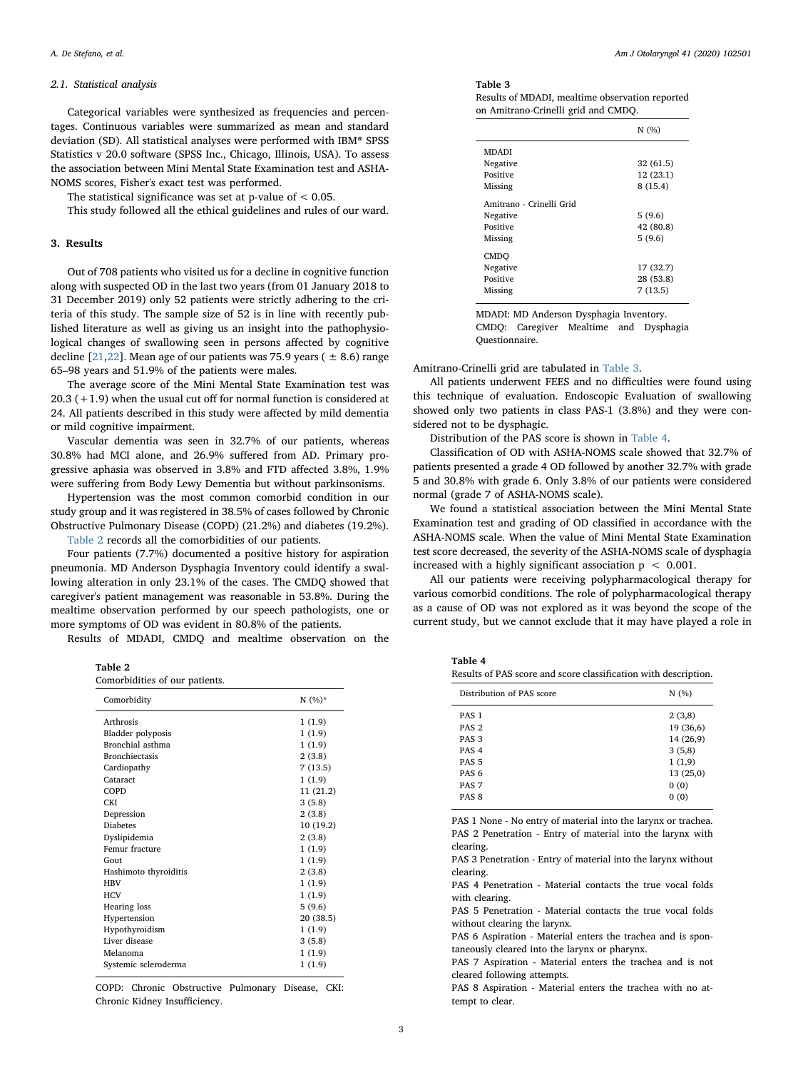### 2.1. Statistical analysis

Categorical variables were synthesized as frequencies and percentages. Continuous variables were summarized as mean and standard deviation (SD). All statistical analyses were performed with IBM® SPSS Statistics v 20.0 software (SPSS Inc., Chicago, Illinois, USA). To assess the association between Mini Mental State Examination test and ASHA-NOMS scores, Fisher's exact test was performed.

The statistical significance was set at p-value of $< 0.05$.

This study followed all the ethical guidelines and rules of our ward.

## 3. Results

Out of 708 patients who visited us for a decline in cognitive function along with suspected OD in the last two years (from 01 January 2018 to 31 December 2019) only 52 patients were strictly adhering to the criteria of this study. The sample size of 52 is in line with recently published literature as well as giving us an insight into the pathophysiological changes of swallowing seen in persons affected by cognitive decline [21,22]. Mean age of our patients was 75.9 years ( ± 8.6) range 65–98 years and 51.9% of the patients were males.

The average score of the Mini Mental State Examination test was 20.3 (+1.9) when the usual cut off for normal function is considered at 24. All patients described in this study were affected by mild dementia or mild cognitive impairment.

Vascular dementia was seen in 32.7% of our patients, whereas 30.8% had MCI alone, and 26.9% suffered from AD. Primary progressive aphasia was observed in 3.8% and FTD affected 3.8%, 1.9% were suffering from Body Lewy Dementia but without parkinsonisms.

Hypertension was the most common comorbid condition in our study group and it was registered in 38.5% of cases followed by Chronic Obstructive Pulmonary Disease (COPD) (21.2%) and diabetes (19.2%). Table 2 records all the comorbidities of our patients.

Four patients (7.7%) documented a positive history for aspiration pneumonia. MD Anderson Dysphagia Inventory could identify a swallowing alteration in only 23.1% of the cases. The CMDQ showed that caregiver's patient management was reasonable in 53.8%. During the mealtime observation performed by our speech pathologists, one or more symptoms of OD was evident in 80.8% of the patients.

Results of MDADI, CMDQ and mealtime observation on the Amitrano-Crinelli grid are tabulated in Table 3.

**Table 2**
Comorbidities of our patients.

| Comorbidity | N (%)* |
|---|---|
| Arthrosis | 1 (1.9) |
| Bladder polyposis | 1 (1.9) |
| Bronchial asthma | 1 (1.9) |
| Bronchiectasis | 2 (3.8) |
| Cardiopathy | 7 (13.5) |
| Cataract | 1 (1.9) |
| COPD | 11 (21.2) |
| CKI | 3 (5.8) |
| Depression | 2 (3.8) |
| Diabetes | 10 (19.2) |
| Dyslipidemia | 2 (3.8) |
| Femur fracture | 1 (1.9) |
| Gout | 1 (1.9) |
| Hashimoto thyroiditis | 2 (3.8) |
| HBV | 1 (1.9) |
| HCV | 1 (1.9) |
| Hearing loss | 5 (9.6) |
| Hypertension | 20 (38.5) |
| Hypothyroidism | 1 (1.9) |
| Liver disease | 3 (5.8) |
| Melanoma | 1 (1.9) |
| Systemic scleroderma | 1 (1.9) |

COPD: Chronic Obstructive Pulmonary Disease, CKI: Chronic Kidney Insufficiency.

**Table 3**
Results of MDADI, mealtime observation reported on Amitrano-Crinelli grid and CMDQ.

| | N (%) |
|---|---|
| MDADI | |
| Negative | 32 (61.5) |
| Positive | 12 (23.1) |
| Missing | 8 (15.4) |
| Amitrano - Crinelli Grid | |
| Negative | 5 (9.6) |
| Positive | 42 (80.8) |
| Missing | 5 (9.6) |
| CMDQ | |
| Negative | 17 (32.7) |
| Positive | 28 (53.8) |
| Missing | 7 (13.5) |

MDADI: MD Anderson Dysphagia Inventory.
CMDQ: Caregiver Mealtime and Dysphagia Questionnaire.

All patients underwent FEES and no difficulties were found using this technique of evaluation. Endoscopic Evaluation of swallowing showed only two patients in class PAS-1 (3.8%) and they were considered not to be dysphagic.

Distribution of the PAS score is shown in Table 4.

Classification of OD with ASHA-NOMS scale showed that 32.7% of patients presented a grade 4 OD followed by another 32.7% with grade 5 and 30.8% with grade 6. Only 3.8% of our patients were considered normal (grade 7 of ASHA-NOMS scale).

We found a statistical association between the Mini Mental State Examination test and grading of OD classified in accordance with the ASHA-NOMS scale. When the value of Mini Mental State Examination test score decreased, the severity of the ASHA-NOMS scale of dysphagia increased with a highly significant association $p < 0.001$.

All our patients were receiving polypharmacological therapy for various comorbid conditions. The role of polypharmacological therapy as a cause of OD was not explored as it was beyond the scope of the current study, but we cannot exclude that it may have played a role in

**Table 4**
Results of PAS score and score classification with description.

| Distribution of PAS score | N (%) |
|---|---|
| PAS 1 | 2 (3,8) |
| PAS 2 | 19 (36,6) |
| PAS 3 | 14 (26,9) |
| PAS 4 | 3 (5,8) |
| PAS 5 | 1 (1,9) |
| PAS 6 | 13 (25,0) |
| PAS 7 | 0 (0) |
| PAS 8 | 0 (0) |

PAS 1 None - No entry of material into the larynx or trachea.
PAS 2 Penetration - Entry of material into the larynx with clearing.
PAS 3 Penetration - Entry of material into the larynx without clearing.
PAS 4 Penetration - Material contacts the true vocal folds with clearing.
PAS 5 Penetration - Material contacts the true vocal folds without clearing the larynx.
PAS 6 Aspiration - Material enters the trachea and is spontaneously cleared into the larynx or pharynx.
PAS 7 Aspiration - Material enters the trachea and is not cleared following attempts.
PAS 8 Aspiration - Material enters the trachea with no attempt to clear.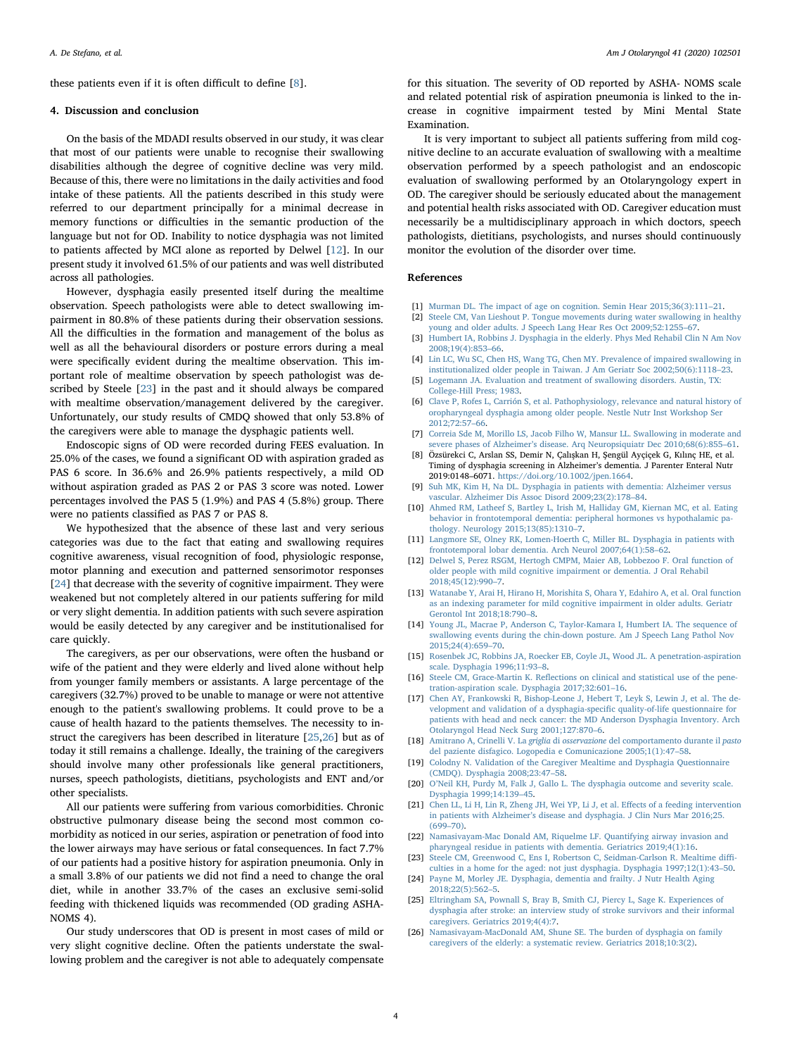these patients even if it is often difficult to define [8].

## 4. Discussion and conclusion

On the basis of the MDADI results observed in our study, it was clear that most of our patients were unable to recognise their swallowing disabilities although the degree of cognitive decline was very mild. Because of this, there were no limitations in the daily activities and food intake of these patients. All the patients described in this study were referred to our department principally for a minimal decrease in memory functions or difficulties in the semantic production of the language but not for OD. Inability to notice dysphagia was not limited to patients affected by MCI alone as reported by Delwel [12]. In our present study it involved 61.5% of our patients and was well distributed across all pathologies.

However, dysphagia easily presented itself during the mealtime observation. Speech pathologists were able to detect swallowing impairment in 80.8% of these patients during their observation sessions. All the difficulties in the formation and management of the bolus as well as all the behavioural disorders or posture errors during a meal were specifically evident during the mealtime observation. This important role of mealtime observation by speech pathologist was described by Steele [23] in the past and it should always be compared with mealtime observation/management delivered by the caregiver. Unfortunately, our study results of CMDQ showed that only 53.8% of the caregivers were able to manage the dysphagic patients well.

Endoscopic signs of OD were recorded during FEES evaluation. In 25.0% of the cases, we found a significant OD with aspiration graded as PAS 6 score. In 36.6% and 26.9% patients respectively, a mild OD without aspiration graded as PAS 2 or PAS 3 score was noted. Lower percentages involved the PAS 5 (1.9%) and PAS 4 (5.8%) group. There were no patients classified as PAS 7 or PAS 8.

We hypothesized that the absence of these last and very serious categories was due to the fact that eating and swallowing requires cognitive awareness, visual recognition of food, physiologic response, motor planning and execution and patterned sensorimotor responses [24] that decrease with the severity of cognitive impairment. They were weakened but not completely altered in our patients suffering for mild or very slight dementia. In addition patients with such severe aspiration would be easily detected by any caregiver and be institutionalised for care quickly.

The caregivers, as per our observations, were often the husband or wife of the patient and they were elderly and lived alone without help from younger family members or assistants. A large percentage of the caregivers (32.7%) proved to be unable to manage or were not attentive enough to the patient's swallowing problems. It could prove to be a cause of health hazard to the patients themselves. The necessity to instruct the caregivers has been described in literature [25,26] but as of today it still remains a challenge. Ideally, the training of the caregivers should involve many other professionals like general practitioners, nurses, speech pathologists, dietitians, psychologists and ENT and/or other specialists.

All our patients were suffering from various comorbidities. Chronic obstructive pulmonary disease being the second most common comorbidity as noticed in our series, aspiration or penetration of food into the lower airways may have serious or fatal consequences. In fact 7.7% of our patients had a positive history for aspiration pneumonia. Only in a small 3.8% of our patients we did not find a need to change the oral diet, while in another 33.7% of the cases an exclusive semi-solid feeding with thickened liquids was recommended (OD grading ASHA-NOMS 4).

Our study underscores that OD is present in most cases of mild or very slight cognitive decline. Often the patients understate the swallowing problem and the caregiver is not able to adequately compensate for this situation. The severity of OD reported by ASHA- NOMS scale and related potential risk of aspiration pneumonia is linked to the increase in cognitive impairment tested by Mini Mental State Examination.

It is very important to subject all patients suffering from mild cognitive decline to an accurate evaluation of swallowing with a mealtime observation performed by a speech pathologist and an endoscopic evaluation of swallowing performed by an Otolaryngology expert in OD. The caregiver should be seriously educated about the management and potential health risks associated with OD. Caregiver education must necessarily be a multidisciplinary approach in which doctors, speech pathologists, dietitians, psychologists, and nurses should continuously monitor the evolution of the disorder over time.

## References

[1] Murman DL. The impact of age on cognition. Semin Hear 2015;36(3):111–21.

[2] Steele CM, Van Lieshout P. Tongue movements during water swallowing in healthy young and older adults. J Speech Lang Hear Res Oct 2009;52:1255–67.

[3] Humbert IA, Robbins J. Dysphagia in the elderly. Phys Med Rehabil Clin N Am Nov 2008;19(4):853–66.

[4] Lin LC, Wu SC, Chen HS, Wang TG, Chen MY. Prevalence of impaired swallowing in institutionalized older people in Taiwan. J Am Geriatr Soc 2002;50(6):1118–23.

[5] Logemann JA. Evaluation and treatment of swallowing disorders. Austin, TX: College-Hill Press; 1983.

[6] Clave P, Rofes L, Carrión S, et al. Pathophysiology, relevance and natural history of oropharyngeal dysphagia among older people. Nestle Nutr Inst Workshop Ser 2012;72:57–66.

[7] Correia Sde M, Morillo LS, Jacob Filho W, Mansur LL. Swallowing in moderate and severe phases of Alzheimer's disease. Arq Neuropsiquiatr Dec 2010;68(6):855–61.

[8] Özsürekci C, Arslan SS, Demir N, Çalışkan H, Şengül Ayçiçek G, Kılınç HE, et al. Timing of dysphagia screening in Alzheimer's dementia. J Parenter Enteral Nutr 2019:0148–6071. https://doi.org/10.1002/jpen.1664.

[9] Suh MK, Kim H, Na DL. Dysphagia in patients with dementia: Alzheimer versus vascular. Alzheimer Dis Assoc Disord 2009;23(2):178–84.

[10] Ahmed RM, Latheef S, Bartley L, Irish M, Halliday GM, Kiernan MC, et al. Eating behavior in frontotemporal dementia: peripheral hormones vs hypothalamic pathology. Neurology 2015;13(85):1310–7.

[11] Langmore SE, Olney RK, Lomen-Hoerth C, Miller BL. Dysphagia in patients with frontotemporal lobar dementia. Arch Neurol 2007;64(1):58–62.

[12] Delwel S, Perez RSGM, Hertogh CMPM, Maier AB, Lobbezoo F. Oral function of older people with mild cognitive impairment or dementia. J Oral Rehabil 2018;45(12):990–7.

[13] Watanabe Y, Arai H, Hirano H, Morishita S, Ohara Y, Edahiro A, et al. Oral function as an indexing parameter for mild cognitive impairment in older adults. Geriatr Gerontol Int 2018;18:790–8.

[14] Young JL, Macrae P, Anderson C, Taylor-Kamara I, Humbert IA. The sequence of swallowing events during the chin-down posture. Am J Speech Lang Pathol Nov 2015;24(4):659–70.

[15] Rosenbek JC, Robbins JA, Roecker EB, Coyle JL, Wood JL. A penetration-aspiration scale. Dysphagia 1996;11:93–8.

[16] Steele CM, Grace-Martin K. Reflections on clinical and statistical use of the penetration-aspiration scale. Dysphagia 2017;32:601–16.

[17] Chen AY, Frankowski R, Bishop-Leone J, Hebert T, Leyk S, Lewin J, et al. The development and validation of a dysphagia-specific quality-of-life questionnaire for patients with head and neck cancer: the MD Anderson Dysphagia Inventory. Arch Otolaryngol Head Neck Surg 2001;127:870–6.

[18] Amitrano A, Crinelli V. La *griglia* di *osservazione* del comportamento durante il *pasto* del paziente disfagico. Logopedia e Comunicazione 2005;1(1):47–58.

[19] Colodny N. Validation of the Caregiver Mealtime and Dysphagia Questionnaire (CMDQ). Dysphagia 2008;23:47–58.

[20] O'Neil KH, Purdy M, Falk J, Gallo L. The dysphagia outcome and severity scale. Dysphagia 1999;14:139–45.

[21] Chen LL, Li H, Lin R, Zheng JH, Wei YP, Li J, et al. Effects of a feeding intervention in patients with Alzheimer's disease and dysphagia. J Clin Nurs Mar 2016;25.(699–70).

[22] Namasivayam-Mac Donald AM, Riquelme LF. Quantifying airway invasion and pharyngeal residue in patients with dementia. Geriatrics 2019;4(1):16.

[23] Steele CM, Greenwood C, Ens I, Robertson C, Seidman-Carlson R. Mealtime difficulties in a home for the aged: not just dysphagia. Dysphagia 1997;12(1):43–50.

[24] Payne M, Morley JE. Dysphagia, dementia and frailty. J Nutr Health Aging 2018;22(5):562–5.

[25] Eltringham SA, Pownall S, Bray B, Smith CJ, Piercy L, Sage K. Experiences of dysphagia after stroke: an interview study of stroke survivors and their informal caregivers. Geriatrics 2019;4(4):7.

[26] Namasivayam-MacDonald AM, Shune SE. The burden of dysphagia on family caregivers of the elderly: a systematic review. Geriatrics 2018;10:3(2).